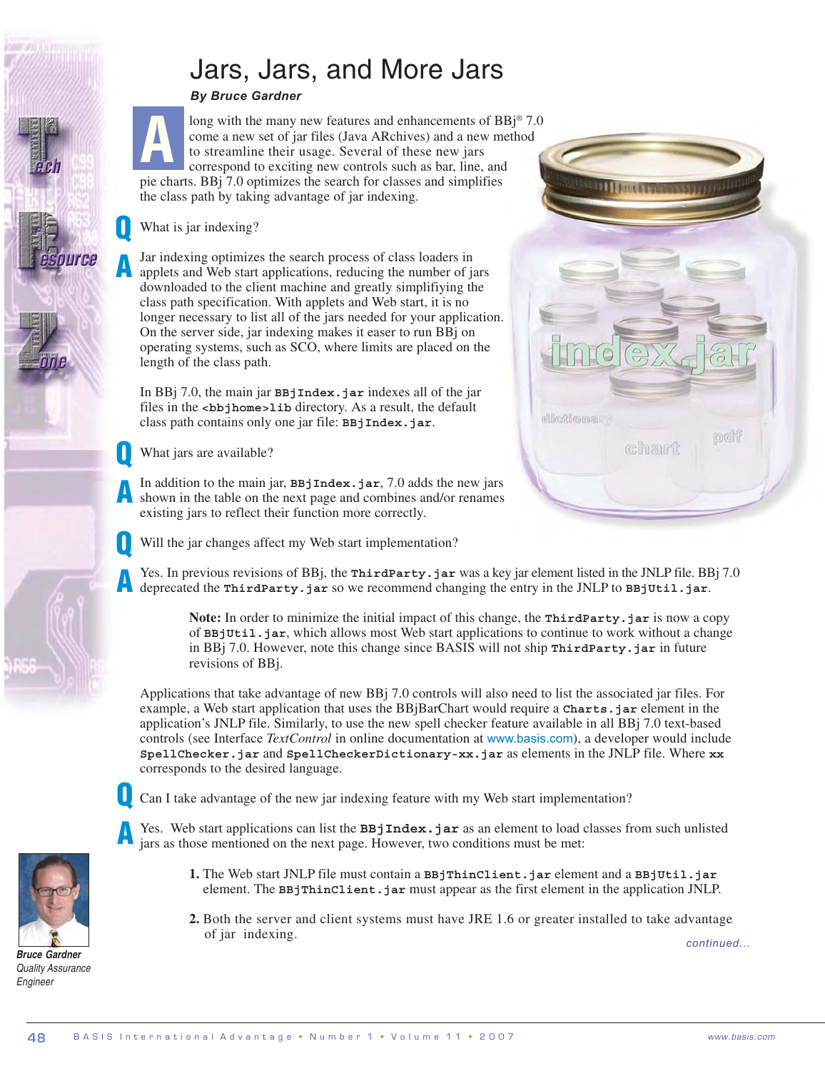# Jars, Jars, and More Jars

***By Bruce Gardner***

Along with the many new features and enhancements of BBj® 7.0 come a new set of jar files (Java ARchives) and a new method to streamline their usage. Several of these new jars correspond to exciting new controls such as bar, line, and pie charts. BBj 7.0 optimizes the search for classes and simplifies the class path by taking advantage of jar indexing.

**Q** What is jar indexing?

**A** Jar indexing optimizes the search process of class loaders in applets and Web start applications, reducing the number of jars downloaded to the client machine and greatly simplifiying the class path specification. With applets and Web start, it is no longer necessary to list all of the jars needed for your application. On the server side, jar indexing makes it easer to run BBj on operating systems, such as SCO, where limits are placed on the length of the class path.

In BBj 7.0, the main jar **`BBjIndex.jar`** indexes all of the jar files in the **`<bbjhome>lib`** directory. As a result, the default class path contains only one jar file: **`BBjIndex.jar`**.

**Q** What jars are available?

**A** In addition to the main jar, **`BBjIndex.jar`**, 7.0 adds the new jars shown in the table on the next page and combines and/or renames existing jars to reflect their function more correctly.

**Q** Will the jar changes affect my Web start implementation?

**A** Yes. In previous revisions of BBj, the **`ThirdParty.jar`** was a key jar element listed in the JNLP file. BBj 7.0 deprecated the **`ThirdParty.jar`** so we recommend changing the entry in the JNLP to **`BBjUtil.jar`**.

> **Note:** In order to minimize the initial impact of this change, the **`ThirdParty.jar`** is now a copy of **`BBjUtil.jar`**, which allows most Web start applications to continue to work without a change in BBj 7.0. However, note this change since BASIS will not ship **`ThirdParty.jar`** in future revisions of BBj.

Applications that take advantage of new BBj 7.0 controls will also need to list the associated jar files. For example, a Web start application that uses the BBjBarChart would require a **`Charts.jar`** element in the application's JNLP file. Similarly, to use the new spell checker feature available in all BBj 7.0 text-based controls (see Interface *TextControl* in online documentation at www.basis.com), a developer would include **`SpellChecker.jar`** and **`SpellCheckerDictionary-xx.jar`** as elements in the JNLP file. Where **`xx`** corresponds to the desired language.

**Q** Can I take advantage of the new jar indexing feature with my Web start implementation?

**A** Yes. Web start applications can list the **`BBjIndex.jar`** as an element to load classes from such unlisted jars as those mentioned on the next page. However, two conditions must be met:

1. The Web start JNLP file must contain a **`BBjThinClient.jar`** element and a **`BBjUtil.jar`** element. The **`BBjThinClient.jar`** must appear as the first element in the application JNLP.
2. Both the server and client systems must have JRE 1.6 or greater installed to take advantage of jar indexing.

*continued...*

***Bruce Gardner***
*Quality Assurance Engineer*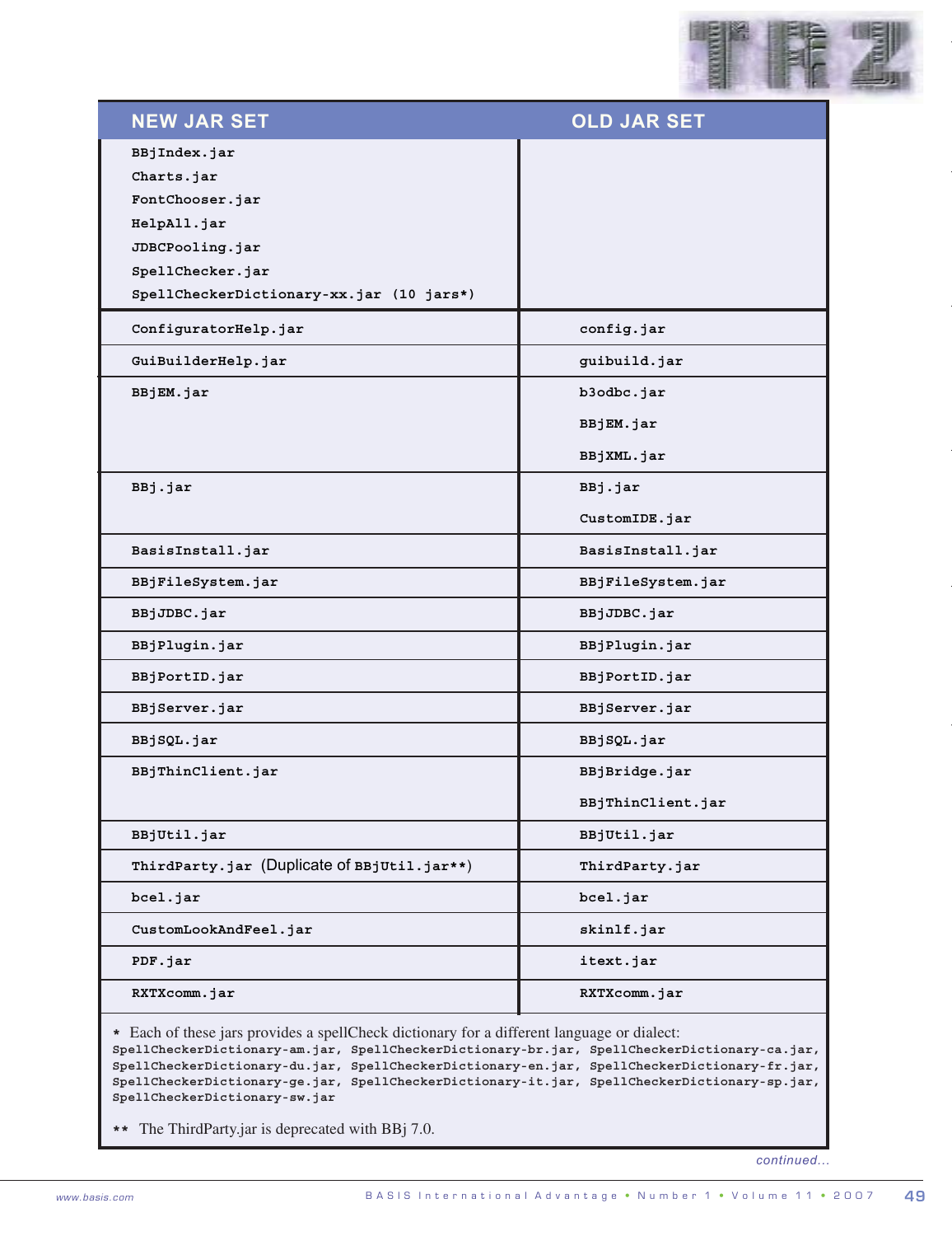| NEW JAR SET | OLD JAR SET |
|---|---|
| BBjIndex.jar<br>Charts.jar<br>FontChooser.jar<br>HelpAll.jar<br>JDBCPooling.jar<br>SpellChecker.jar<br>SpellCheckerDictionary-xx.jar (10 jars*) | |
| ConfiguratorHelp.jar | config.jar |
| GuiBuilderHelp.jar | guibuild.jar |
| BBjEM.jar | b3odbc.jar<br>BBjEM.jar<br>BBjXML.jar |
| BBj.jar | BBj.jar<br>CustomIDE.jar |
| BasisInstall.jar | BasisInstall.jar |
| BBjFileSystem.jar | BBjFileSystem.jar |
| BBjJDBC.jar | BBjJDBC.jar |
| BBjPlugin.jar | BBjPlugin.jar |
| BBjPortID.jar | BBjPortID.jar |
| BBjServer.jar | BBjServer.jar |
| BBjSQL.jar | BBjSQL.jar |
| BBjThinClient.jar | BBjBridge.jar<br>BBjThinClient.jar |
| BBjUtil.jar | BBjUtil.jar |
| ThirdParty.jar (Duplicate of BBjUtil.jar**) | ThirdParty.jar |
| bcel.jar | bcel.jar |
| CustomLookAndFeel.jar | skinlf.jar |
| PDF.jar | itext.jar |
| RXTXcomm.jar | RXTXcomm.jar |

* Each of these jars provides a spellCheck dictionary for a different language or dialect: SpellCheckerDictionary-am.jar, SpellCheckerDictionary-br.jar, SpellCheckerDictionary-ca.jar, SpellCheckerDictionary-du.jar, SpellCheckerDictionary-en.jar, SpellCheckerDictionary-fr.jar, SpellCheckerDictionary-ge.jar, SpellCheckerDictionary-it.jar, SpellCheckerDictionary-sp.jar, SpellCheckerDictionary-sw.jar

** The ThirdParty.jar is deprecated with BBj 7.0.

*continued...*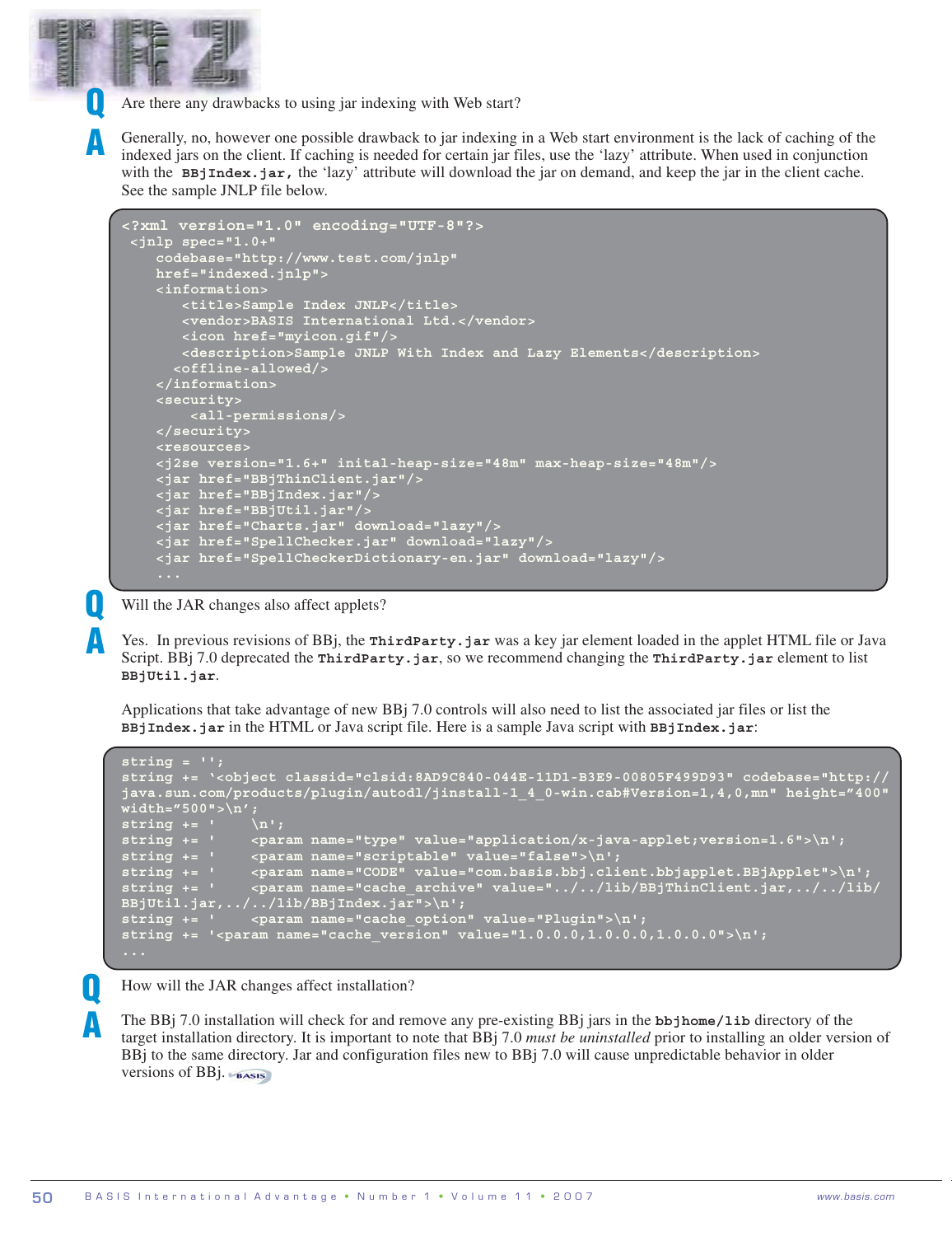**Q** Are there any drawbacks to using jar indexing with Web start?

**A** Generally, no, however one possible drawback to jar indexing in a Web start environment is the lack of caching of the indexed jars on the client. If caching is needed for certain jar files, use the 'lazy' attribute. When used in conjunction with the **BBjIndex.jar,** the 'lazy' attribute will download the jar on demand, and keep the jar in the client cache. See the sample JNLP file below.

```
<?xml version="1.0" encoding="UTF-8"?>
 <jnlp spec="1.0+"
    codebase="http://www.test.com/jnlp"
    href="indexed.jnlp">
    <information>
       <title>Sample Index JNLP</title>
       <vendor>BASIS International Ltd.</vendor>
       <icon href="myicon.gif"/>
       <description>Sample JNLP With Index and Lazy Elements</description>
      <offline-allowed/>
    </information>
    <security>
        <all-permissions/>
    </security>
    <resources>
    <j2se version="1.6+" inital-heap-size="48m" max-heap-size="48m"/>
    <jar href="BBjThinClient.jar"/>
    <jar href="BBjIndex.jar"/>
    <jar href="BBjUtil.jar"/>
    <jar href="Charts.jar" download="lazy"/>
    <jar href="SpellChecker.jar" download="lazy"/>
    <jar href="SpellCheckerDictionary-en.jar" download="lazy"/>
    ...
```

**Q** Will the JAR changes also affect applets?

**A** Yes. In previous revisions of BBj, the **ThirdParty.jar** was a key jar element loaded in the applet HTML file or Java Script. BBj 7.0 deprecated the **ThirdParty.jar**, so we recommend changing the **ThirdParty.jar** element to list **BBjUtil.jar**.

Applications that take advantage of new BBj 7.0 controls will also need to list the associated jar files or list the **BBjIndex.jar** in the HTML or Java script file. Here is a sample Java script with **BBjIndex.jar**:

```
string = '';
string += '<object classid="clsid:8AD9C840-044E-11D1-B3E9-00805F499D93" codebase="http://
java.sun.com/products/plugin/autodl/jinstall-1_4_0-win.cab#Version=1,4,0,mn" height="400"
width="500">\n';
string += '    \n';
string += '    <param name="type" value="application/x-java-applet;version=1.6">\n';
string += '    <param name="scriptable" value="false">\n';
string += '    <param name="CODE" value="com.basis.bbj.client.bbjapplet.BBjApplet">\n';
string += '    <param name="cache_archive" value="../../lib/BBjThinClient.jar,../../lib/
BBjUtil.jar,../../lib/BBjIndex.jar">\n';
string += '    <param name="cache_option" value="Plugin">\n';
string += '<param name="cache_version" value="1.0.0.0,1.0.0.0,1.0.0.0">\n';
...
```

**Q** How will the JAR changes affect installation?

**A** The BBj 7.0 installation will check for and remove any pre-existing BBj jars in the **bbjhome/lib** directory of the target installation directory. It is important to note that BBj 7.0 *must be uninstalled* prior to installing an older version of BBj to the same directory. Jar and configuration files new to BBj 7.0 will cause unpredictable behavior in older versions of BBj.